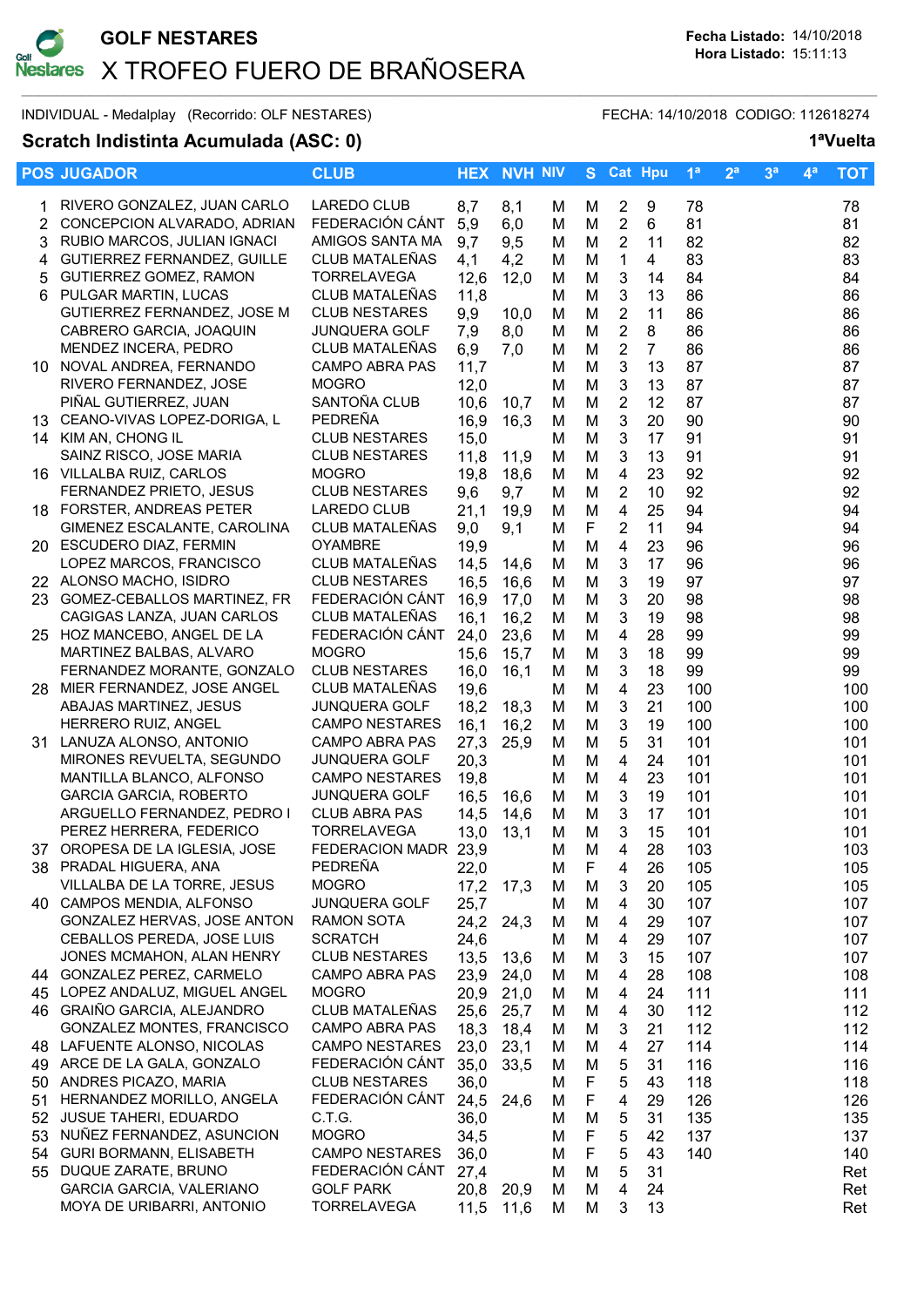# GOLF NESTARES

## X TROFEO FUERO DE BRAÑOSERA

**Fecha Listado:** 14/10/2018
**Hora Listado:** 15:11:13

INDIVIDUAL - Medalplay (Recorrido: OLF NESTARES) FECHA: 14/10/2018 CODIGO: 112618274

**Scratch Indistinta Acumulada (ASC: 0)** **1ªVuelta**

| POS | JUGADOR | CLUB | HEX | NVH | NIV | S | Cat | Hpu | 1ª | 2ª | 3ª | 4ª | TOT |
|---|---|---|---|---|---|---|---|---|---|---|---|---|---|
| 1 | RIVERO GONZALEZ, JUAN CARLO | LAREDO CLUB | 8,7 | 8,1 | M | M | 2 | 9 | 78 | | | | 78 |
| 2 | CONCEPCION ALVARADO, ADRIAN | FEDERACIÓN CÁNT | 5,9 | 6,0 | M | M | 2 | 6 | 81 | | | | 81 |
| 3 | RUBIO MARCOS, JULIAN IGNACI | AMIGOS SANTA MA | 9,7 | 9,5 | M | M | 2 | 11 | 82 | | | | 82 |
| 4 | GUTIERREZ FERNANDEZ, GUILLE | CLUB MATALEÑAS | 4,1 | 4,2 | M | M | 1 | 4 | 83 | | | | 83 |
| 5 | GUTIERREZ GOMEZ, RAMON | TORRELAVEGA | 12,6 | 12,0 | M | M | 3 | 14 | 84 | | | | 84 |
| 6 | PULGAR MARTIN, LUCAS | CLUB MATALEÑAS | 11,8 | | M | M | 3 | 13 | 86 | | | | 86 |
| | GUTIERREZ FERNANDEZ, JOSE M | CLUB NESTARES | 9,9 | 10,0 | M | M | 2 | 11 | 86 | | | | 86 |
| | CABRERO GARCIA, JOAQUIN | JUNQUERA GOLF | 7,9 | 8,0 | M | M | 2 | 8 | 86 | | | | 86 |
| | MENDEZ INCERA, PEDRO | CLUB MATALEÑAS | 6,9 | 7,0 | M | M | 2 | 7 | 86 | | | | 86 |
| 10 | NOVAL ANDREA, FERNANDO | CAMPO ABRA PAS | 11,7 | | M | M | 3 | 13 | 87 | | | | 87 |
| | RIVERO FERNANDEZ, JOSE | MOGRO | 12,0 | | M | M | 3 | 13 | 87 | | | | 87 |
| | PIÑAL GUTIERREZ, JUAN | SANTOÑA CLUB | 10,6 | 10,7 | M | M | 2 | 12 | 87 | | | | 87 |
| 13 | CEANO-VIVAS LOPEZ-DORIGA, L | PEDREÑA | 16,9 | 16,3 | M | M | 3 | 20 | 90 | | | | 90 |
| 14 | KIM AN, CHONG IL | CLUB NESTARES | 15,0 | | M | M | 3 | 17 | 91 | | | | 91 |
| | SAINZ RISCO, JOSE MARIA | CLUB NESTARES | 11,8 | 11,9 | M | M | 3 | 13 | 91 | | | | 91 |
| 16 | VILLALBA RUIZ, CARLOS | MOGRO | 19,8 | 18,6 | M | M | 4 | 23 | 92 | | | | 92 |
| | FERNANDEZ PRIETO, JESUS | CLUB NESTARES | 9,6 | 9,7 | M | M | 2 | 10 | 92 | | | | 92 |
| 18 | FORSTER, ANDREAS PETER | LAREDO CLUB | 21,1 | 19,9 | M | M | 4 | 25 | 94 | | | | 94 |
| | GIMENEZ ESCALANTE, CAROLINA | CLUB MATALEÑAS | 9,0 | 9,1 | M | F | 2 | 11 | 94 | | | | 94 |
| 20 | ESCUDERO DIAZ, FERMIN | OYAMBRE | 19,9 | | M | M | 4 | 23 | 96 | | | | 96 |
| | LOPEZ MARCOS, FRANCISCO | CLUB MATALEÑAS | 14,5 | 14,6 | M | M | 3 | 17 | 96 | | | | 96 |
| 22 | ALONSO MACHO, ISIDRO | CLUB NESTARES | 16,5 | 16,6 | M | M | 3 | 19 | 97 | | | | 97 |
| 23 | GOMEZ-CEBALLOS MARTINEZ, FR | FEDERACIÓN CÁNT | 16,9 | 17,0 | M | M | 3 | 20 | 98 | | | | 98 |
| | CAGIGAS LANZA, JUAN CARLOS | CLUB MATALEÑAS | 16,1 | 16,2 | M | M | 3 | 19 | 98 | | | | 98 |
| 25 | HOZ MANCEBO, ANGEL DE LA | FEDERACIÓN CÁNT | 24,0 | 23,6 | M | M | 4 | 28 | 99 | | | | 99 |
| | MARTINEZ BALBAS, ALVARO | MOGRO | 15,6 | 15,7 | M | M | 3 | 18 | 99 | | | | 99 |
| | FERNANDEZ MORANTE, GONZALO | CLUB NESTARES | 16,0 | 16,1 | M | M | 3 | 18 | 99 | | | | 99 |
| 28 | MIER FERNANDEZ, JOSE ANGEL | CLUB MATALEÑAS | 19,6 | | M | M | 4 | 23 | 100 | | | | 100 |
| | ABAJAS MARTINEZ, JESUS | JUNQUERA GOLF | 18,2 | 18,3 | M | M | 3 | 21 | 100 | | | | 100 |
| | HERRERO RUIZ, ANGEL | CAMPO NESTARES | 16,1 | 16,2 | M | M | 3 | 19 | 100 | | | | 100 |
| 31 | LANUZA ALONSO, ANTONIO | CAMPO ABRA PAS | 27,3 | 25,9 | M | M | 5 | 31 | 101 | | | | 101 |
| | MIRONES REVUELTA, SEGUNDO | JUNQUERA GOLF | 20,3 | | M | M | 4 | 24 | 101 | | | | 101 |
| | MANTILLA BLANCO, ALFONSO | CAMPO NESTARES | 19,8 | | M | M | 4 | 23 | 101 | | | | 101 |
| | GARCIA GARCIA, ROBERTO | JUNQUERA GOLF | 16,5 | 16,6 | M | M | 3 | 19 | 101 | | | | 101 |
| | ARGUELLO FERNANDEZ, PEDRO I | CLUB ABRA PAS | 14,5 | 14,6 | M | M | 3 | 17 | 101 | | | | 101 |
| | PEREZ HERRERA, FEDERICO | TORRELAVEGA | 13,0 | 13,1 | M | M | 3 | 15 | 101 | | | | 101 |
| 37 | OROPESA DE LA IGLESIA, JOSE | FEDERACION MADR | 23,9 | | M | M | 4 | 28 | 103 | | | | 103 |
| 38 | PRADAL HIGUERA, ANA | PEDREÑA | 22,0 | | M | F | 4 | 26 | 105 | | | | 105 |
| | VILLALBA DE LA TORRE, JESUS | MOGRO | 17,2 | 17,3 | M | M | 3 | 20 | 105 | | | | 105 |
| 40 | CAMPOS MENDIA, ALFONSO | JUNQUERA GOLF | 25,7 | | M | M | 4 | 30 | 107 | | | | 107 |
| | GONZALEZ HERVAS, JOSE ANTON | RAMON SOTA | 24,2 | 24,3 | M | M | 4 | 29 | 107 | | | | 107 |
| | CEBALLOS PEREDA, JOSE LUIS | SCRATCH | 24,6 | | M | M | 4 | 29 | 107 | | | | 107 |
| | JONES MCMAHON, ALAN HENRY | CLUB NESTARES | 13,5 | 13,6 | M | M | 3 | 15 | 107 | | | | 107 |
| 44 | GONZALEZ PEREZ, CARMELO | CAMPO ABRA PAS | 23,9 | 24,0 | M | M | 4 | 28 | 108 | | | | 108 |
| 45 | LOPEZ ANDALUZ, MIGUEL ANGEL | MOGRO | 20,9 | 21,0 | M | M | 4 | 24 | 111 | | | | 111 |
| 46 | GRAIÑO GARCIA, ALEJANDRO | CLUB MATALEÑAS | 25,6 | 25,7 | M | M | 4 | 30 | 112 | | | | 112 |
| | GONZALEZ MONTES, FRANCISCO | CAMPO ABRA PAS | 18,3 | 18,4 | M | M | 3 | 21 | 112 | | | | 112 |
| 48 | LAFUENTE ALONSO, NICOLAS | CAMPO NESTARES | 23,0 | 23,1 | M | M | 4 | 27 | 114 | | | | 114 |
| 49 | ARCE DE LA GALA, GONZALO | FEDERACIÓN CÁNT | 35,0 | 33,5 | M | M | 5 | 31 | 116 | | | | 116 |
| 50 | ANDRES PICAZO, MARIA | CLUB NESTARES | 36,0 | | M | F | 5 | 43 | 118 | | | | 118 |
| 51 | HERNANDEZ MORILLO, ANGELA | FEDERACIÓN CÁNT | 24,5 | 24,6 | M | F | 4 | 29 | 126 | | | | 126 |
| 52 | JUSUE TAHERI, EDUARDO | C.T.G. | 36,0 | | M | M | 5 | 31 | 135 | | | | 135 |
| 53 | NUÑEZ FERNANDEZ, ASUNCION | MOGRO | 34,5 | | M | F | 5 | 42 | 137 | | | | 137 |
| 54 | GURI BORMANN, ELISABETH | CAMPO NESTARES | 36,0 | | M | F | 5 | 43 | 140 | | | | 140 |
| 55 | DUQUE ZARATE, BRUNO | FEDERACIÓN CÁNT | 27,4 | | M | M | 5 | 31 | | | | | Ret |
| | GARCIA GARCIA, VALERIANO | GOLF PARK | 20,8 | 20,9 | M | M | 4 | 24 | | | | | Ret |
| | MOYA DE URIBARRI, ANTONIO | TORRELAVEGA | 11,5 | 11,6 | M | M | 3 | 13 | | | | | Ret |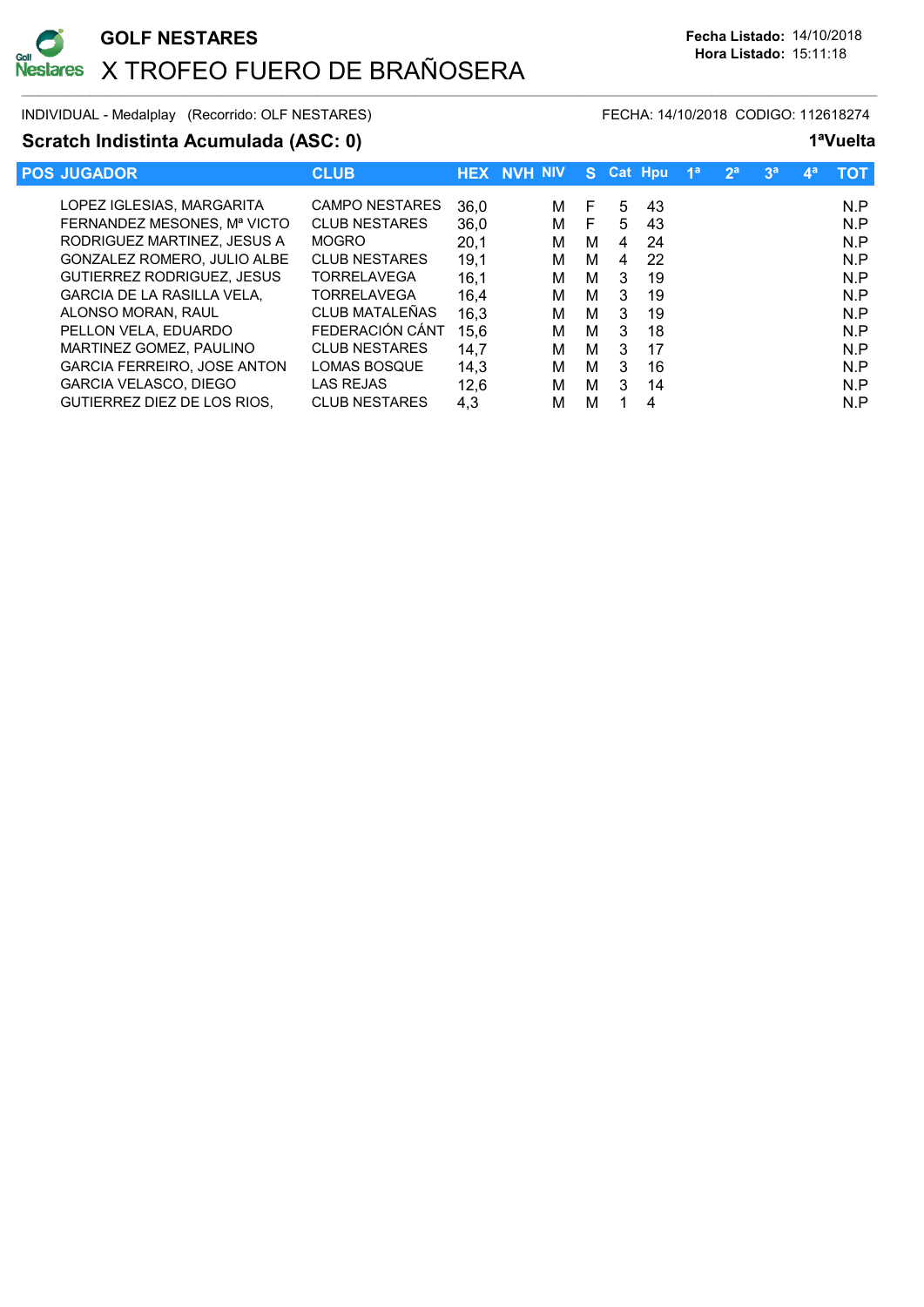# GOLF NESTARES

## X TROFEO FUERO DE BRAÑOSERA

**Fecha Listado:** 14/10/2018
**Hora Listado:** 15:11:18

INDIVIDUAL - Medalplay (Recorrido: OLF NESTARES) FECHA: 14/10/2018 CODIGO: 112618274

### Scratch Indistinta Acumulada (ASC: 0)

**1ªVuelta**

| POS | JUGADOR | CLUB | HEX | NVH | NIV | S | Cat | Hpu | 1ª | 2ª | 3ª | 4ª | TOT |
|---|---|---|---|---|---|---|---|---|---|---|---|---|---|
| | LOPEZ IGLESIAS, MARGARITA | CAMPO NESTARES | 36,0 | | M | F | 5 | 43 | | | | | N.P |
| | FERNANDEZ MESONES, Mª VICTO | CLUB NESTARES | 36,0 | | M | F | 5 | 43 | | | | | N.P |
| | RODRIGUEZ MARTINEZ, JESUS A | MOGRO | 20,1 | | M | M | 4 | 24 | | | | | N.P |
| | GONZALEZ ROMERO, JULIO ALBE | CLUB NESTARES | 19,1 | | M | M | 4 | 22 | | | | | N.P |
| | GUTIERREZ RODRIGUEZ, JESUS | TORRELAVEGA | 16,1 | | M | M | 3 | 19 | | | | | N.P |
| | GARCIA DE LA RASILLA VELA, | TORRELAVEGA | 16,4 | | M | M | 3 | 19 | | | | | N.P |
| | ALONSO MORAN, RAUL | CLUB MATALEÑAS | 16,3 | | M | M | 3 | 19 | | | | | N.P |
| | PELLON VELA, EDUARDO | FEDERACIÓN CÁNT | 15,6 | | M | M | 3 | 18 | | | | | N.P |
| | MARTINEZ GOMEZ, PAULINO | CLUB NESTARES | 14,7 | | M | M | 3 | 17 | | | | | N.P |
| | GARCIA FERREIRO, JOSE ANTON | LOMAS BOSQUE | 14,3 | | M | M | 3 | 16 | | | | | N.P |
| | GARCIA VELASCO, DIEGO | LAS REJAS | 12,6 | | M | M | 3 | 14 | | | | | N.P |
| | GUTIERREZ DIEZ DE LOS RIOS, | CLUB NESTARES | 4,3 | | M | M | 1 | 4 | | | | | N.P |